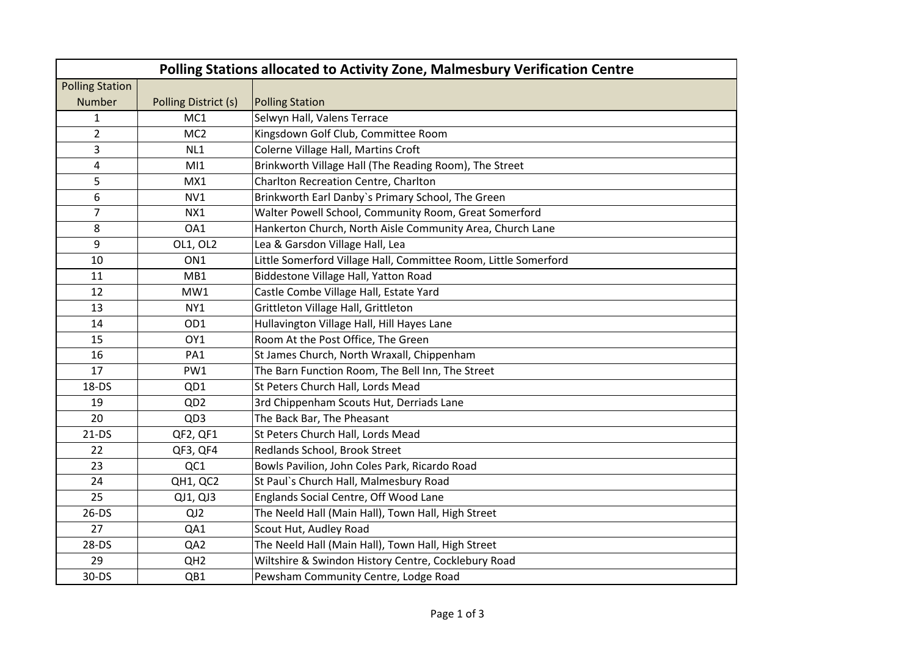| Polling Stations allocated to Activity Zone, Malmesbury Verification Centre | | |
|---|---|---|
| Polling Station Number | Polling District (s) | Polling Station |
| 1 | MC1 | Selwyn Hall, Valens Terrace |
| 2 | MC2 | Kingsdown Golf Club, Committee Room |
| 3 | NL1 | Colerne Village Hall, Martins Croft |
| 4 | MI1 | Brinkworth Village Hall (The Reading Room), The Street |
| 5 | MX1 | Charlton Recreation Centre, Charlton |
| 6 | NV1 | Brinkworth Earl Danby`s Primary School, The Green |
| 7 | NX1 | Walter Powell School, Community Room, Great Somerford |
| 8 | OA1 | Hankerton Church, North Aisle Community Area, Church Lane |
| 9 | OL1, OL2 | Lea & Garsdon Village Hall, Lea |
| 10 | ON1 | Little Somerford Village Hall, Committee Room, Little Somerford |
| 11 | MB1 | Biddestone Village Hall, Yatton Road |
| 12 | MW1 | Castle Combe Village Hall, Estate Yard |
| 13 | NY1 | Grittleton Village Hall, Grittleton |
| 14 | OD1 | Hullavington Village Hall, Hill Hayes Lane |
| 15 | OY1 | Room At the Post Office, The Green |
| 16 | PA1 | St James Church, North Wraxall, Chippenham |
| 17 | PW1 | The Barn Function Room, The Bell Inn, The Street |
| 18-DS | QD1 | St Peters Church Hall, Lords Mead |
| 19 | QD2 | 3rd Chippenham Scouts Hut, Derriads Lane |
| 20 | QD3 | The Back Bar, The Pheasant |
| 21-DS | QF2, QF1 | St Peters Church Hall, Lords Mead |
| 22 | QF3, QF4 | Redlands School, Brook Street |
| 23 | QC1 | Bowls Pavilion, John Coles Park, Ricardo Road |
| 24 | QH1, QC2 | St Paul`s Church Hall, Malmesbury Road |
| 25 | QJ1, QJ3 | Englands Social Centre, Off Wood Lane |
| 26-DS | QJ2 | The Neeld Hall (Main Hall), Town Hall, High Street |
| 27 | QA1 | Scout Hut, Audley Road |
| 28-DS | QA2 | The Neeld Hall (Main Hall), Town Hall, High Street |
| 29 | QH2 | Wiltshire & Swindon History Centre, Cocklebury Road |
| 30-DS | QB1 | Pewsham Community Centre, Lodge Road |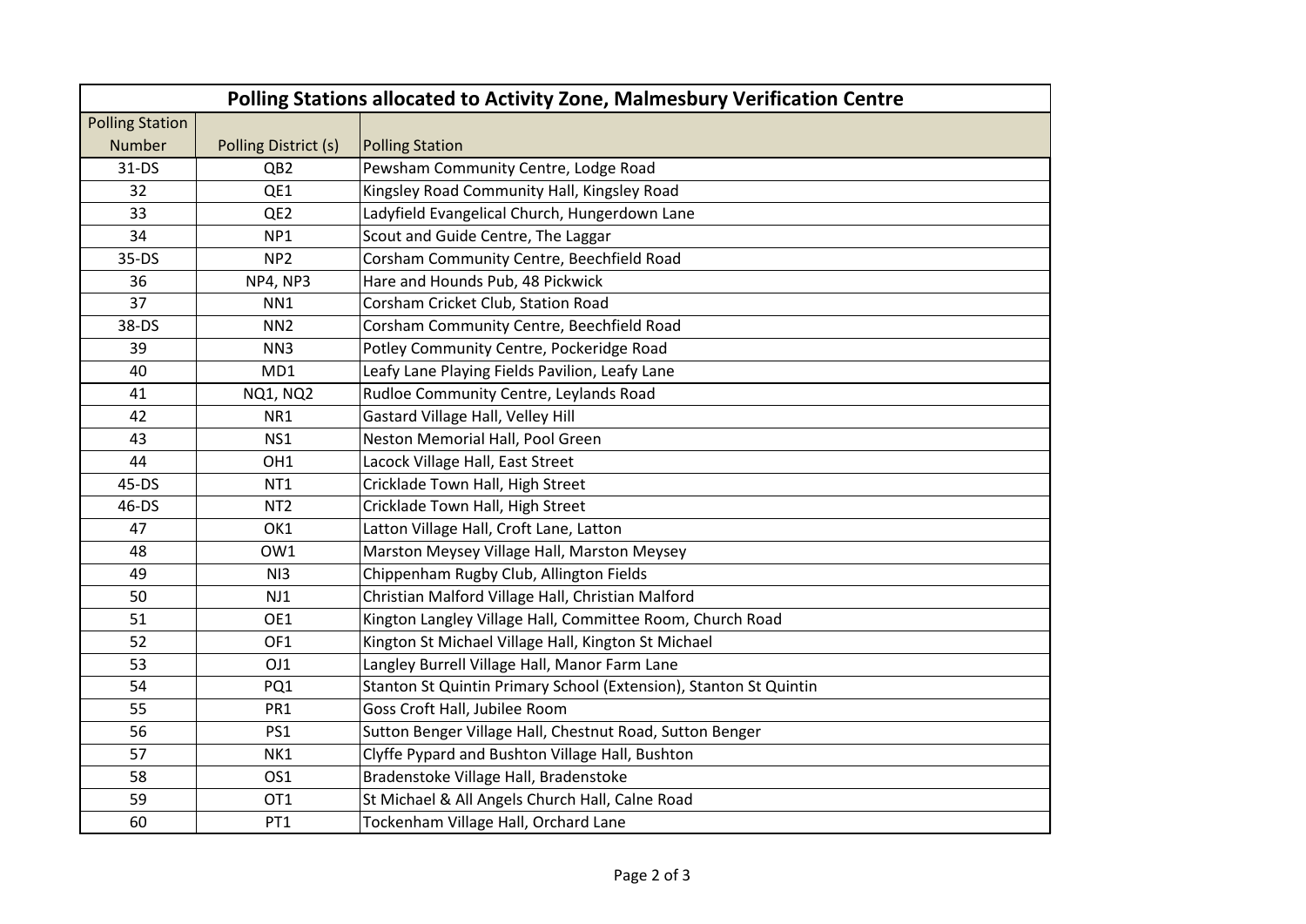| Polling Stations allocated to Activity Zone, Malmesbury Verification Centre | | |
|---|---|---|
| Polling Station Number | Polling District (s) | Polling Station |
| 31-DS | QB2 | Pewsham Community Centre, Lodge Road |
| 32 | QE1 | Kingsley Road Community Hall, Kingsley Road |
| 33 | QE2 | Ladyfield Evangelical Church, Hungerdown Lane |
| 34 | NP1 | Scout and Guide Centre, The Laggar |
| 35-DS | NP2 | Corsham Community Centre, Beechfield Road |
| 36 | NP4, NP3 | Hare and Hounds Pub, 48 Pickwick |
| 37 | NN1 | Corsham Cricket Club, Station Road |
| 38-DS | NN2 | Corsham Community Centre, Beechfield Road |
| 39 | NN3 | Potley Community Centre, Pockeridge Road |
| 40 | MD1 | Leafy Lane Playing Fields Pavilion, Leafy Lane |
| 41 | NQ1, NQ2 | Rudloe Community Centre, Leylands Road |
| 42 | NR1 | Gastard Village Hall, Velley Hill |
| 43 | NS1 | Neston Memorial Hall, Pool Green |
| 44 | OH1 | Lacock Village Hall, East Street |
| 45-DS | NT1 | Cricklade Town Hall, High Street |
| 46-DS | NT2 | Cricklade Town Hall, High Street |
| 47 | OK1 | Latton Village Hall, Croft Lane, Latton |
| 48 | OW1 | Marston Meysey Village Hall, Marston Meysey |
| 49 | NI3 | Chippenham Rugby Club, Allington Fields |
| 50 | NJ1 | Christian Malford Village Hall, Christian Malford |
| 51 | OE1 | Kington Langley Village Hall, Committee Room, Church Road |
| 52 | OF1 | Kington St Michael Village Hall, Kington St Michael |
| 53 | OJ1 | Langley Burrell Village Hall, Manor Farm Lane |
| 54 | PQ1 | Stanton St Quintin Primary School (Extension), Stanton St Quintin |
| 55 | PR1 | Goss Croft Hall, Jubilee Room |
| 56 | PS1 | Sutton Benger Village Hall, Chestnut Road, Sutton Benger |
| 57 | NK1 | Clyffe Pypard and Bushton Village Hall, Bushton |
| 58 | OS1 | Bradenstoke Village Hall, Bradenstoke |
| 59 | OT1 | St Michael & All Angels Church Hall, Calne Road |
| 60 | PT1 | Tockenham Village Hall, Orchard Lane |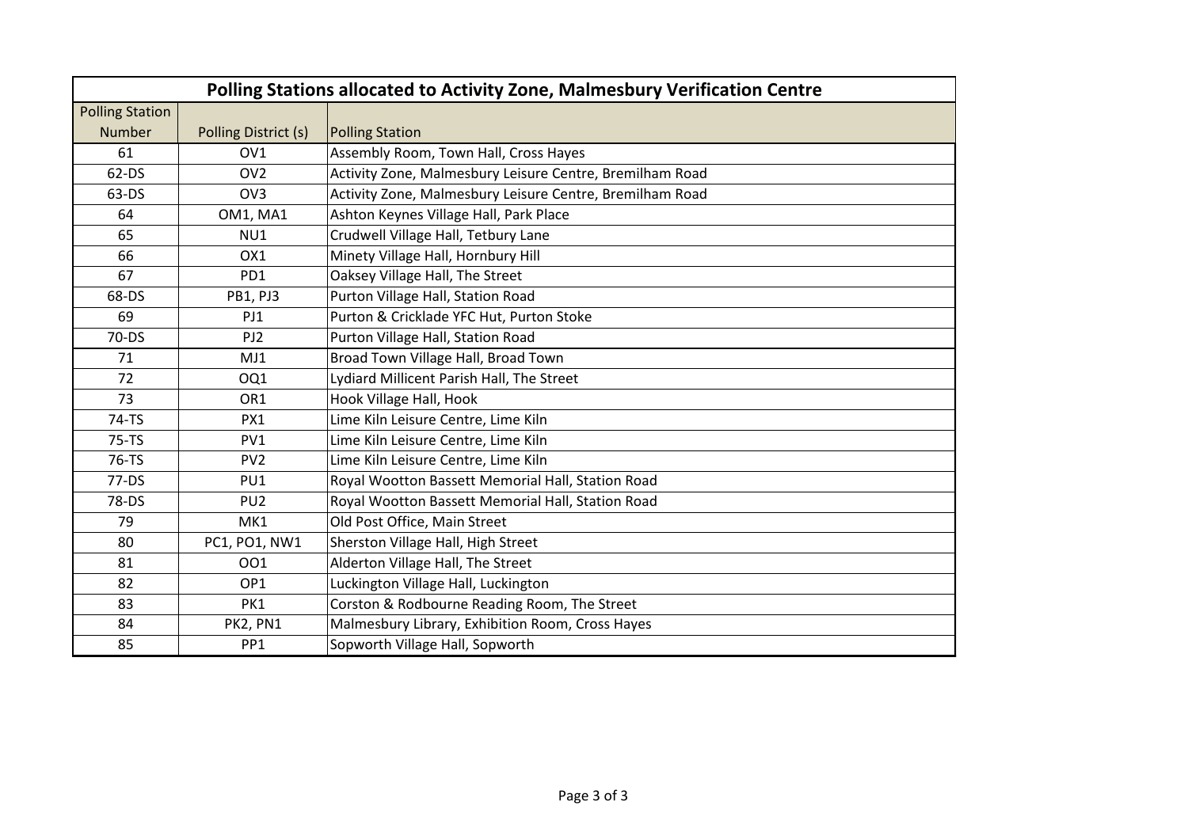| Polling Stations allocated to Activity Zone, Malmesbury Verification Centre | | |
|---|---|---|
| Polling Station Number | Polling District (s) | Polling Station |
| 61 | OV1 | Assembly Room, Town Hall, Cross Hayes |
| 62-DS | OV2 | Activity Zone, Malmesbury Leisure Centre, Bremilham Road |
| 63-DS | OV3 | Activity Zone, Malmesbury Leisure Centre, Bremilham Road |
| 64 | OM1, MA1 | Ashton Keynes Village Hall, Park Place |
| 65 | NU1 | Crudwell Village Hall, Tetbury Lane |
| 66 | OX1 | Minety Village Hall, Hornbury Hill |
| 67 | PD1 | Oaksey Village Hall, The Street |
| 68-DS | PB1, PJ3 | Purton Village Hall, Station Road |
| 69 | PJ1 | Purton & Cricklade YFC Hut, Purton Stoke |
| 70-DS | PJ2 | Purton Village Hall, Station Road |
| 71 | MJ1 | Broad Town Village Hall, Broad Town |
| 72 | OQ1 | Lydiard Millicent Parish Hall, The Street |
| 73 | OR1 | Hook Village Hall, Hook |
| 74-TS | PX1 | Lime Kiln Leisure Centre, Lime Kiln |
| 75-TS | PV1 | Lime Kiln Leisure Centre, Lime Kiln |
| 76-TS | PV2 | Lime Kiln Leisure Centre, Lime Kiln |
| 77-DS | PU1 | Royal Wootton Bassett Memorial Hall, Station Road |
| 78-DS | PU2 | Royal Wootton Bassett Memorial Hall, Station Road |
| 79 | MK1 | Old Post Office, Main Street |
| 80 | PC1, PO1, NW1 | Sherston Village Hall, High Street |
| 81 | OO1 | Alderton Village Hall, The Street |
| 82 | OP1 | Luckington Village Hall, Luckington |
| 83 | PK1 | Corston & Rodbourne Reading Room, The Street |
| 84 | PK2, PN1 | Malmesbury Library, Exhibition Room, Cross Hayes |
| 85 | PP1 | Sopworth Village Hall, Sopworth |